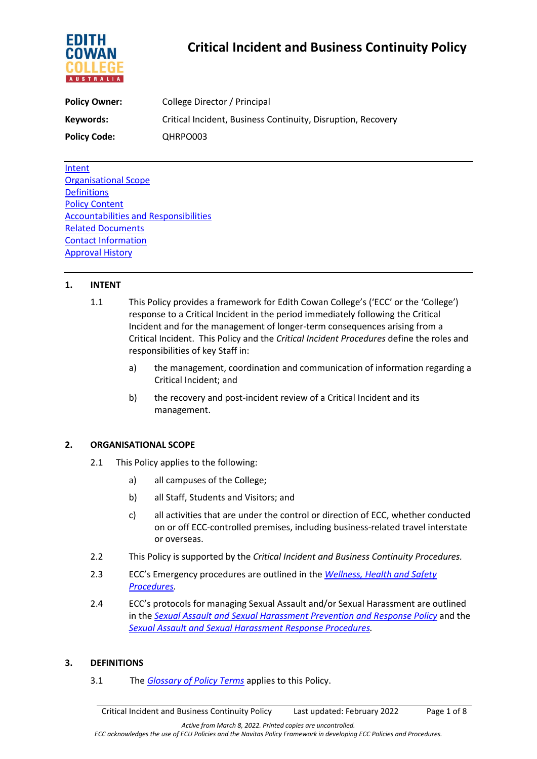# Critical Incident and Business Continuity Policy

**Policy Owner:** College Director / Principal

**Keywords:** Critical Incident, Business Continuity, Disruption, Recovery

**Policy Code:** QHRPO003

---

Intent
Organisational Scope
Definitions
Policy Content
Accountabilities and Responsibilities
Related Documents
Contact Information
Approval History

---

## 1. INTENT

1.1 This Policy provides a framework for Edith Cowan College's ('ECC' or the 'College') response to a Critical Incident in the period immediately following the Critical Incident and for the management of longer-term consequences arising from a Critical Incident. This Policy and the *Critical Incident Procedures* define the roles and responsibilities of key Staff in:

a) the management, coordination and communication of information regarding a Critical Incident; and

b) the recovery and post-incident review of a Critical Incident and its management.

## 2. ORGANISATIONAL SCOPE

2.1 This Policy applies to the following:

a) all campuses of the College;

b) all Staff, Students and Visitors; and

c) all activities that are under the control or direction of ECC, whether conducted on or off ECC-controlled premises, including business-related travel interstate or overseas.

2.2 This Policy is supported by the *Critical Incident and Business Continuity Procedures.*

2.3 ECC's Emergency procedures are outlined in the *Wellness, Health and Safety Procedures*.

2.4 ECC's protocols for managing Sexual Assault and/or Sexual Harassment are outlined in the *Sexual Assault and Sexual Harassment Prevention and Response Policy* and the *Sexual Assault and Sexual Harassment Response Procedures.*

## 3. DEFINITIONS

3.1 The *Glossary of Policy Terms* applies to this Policy.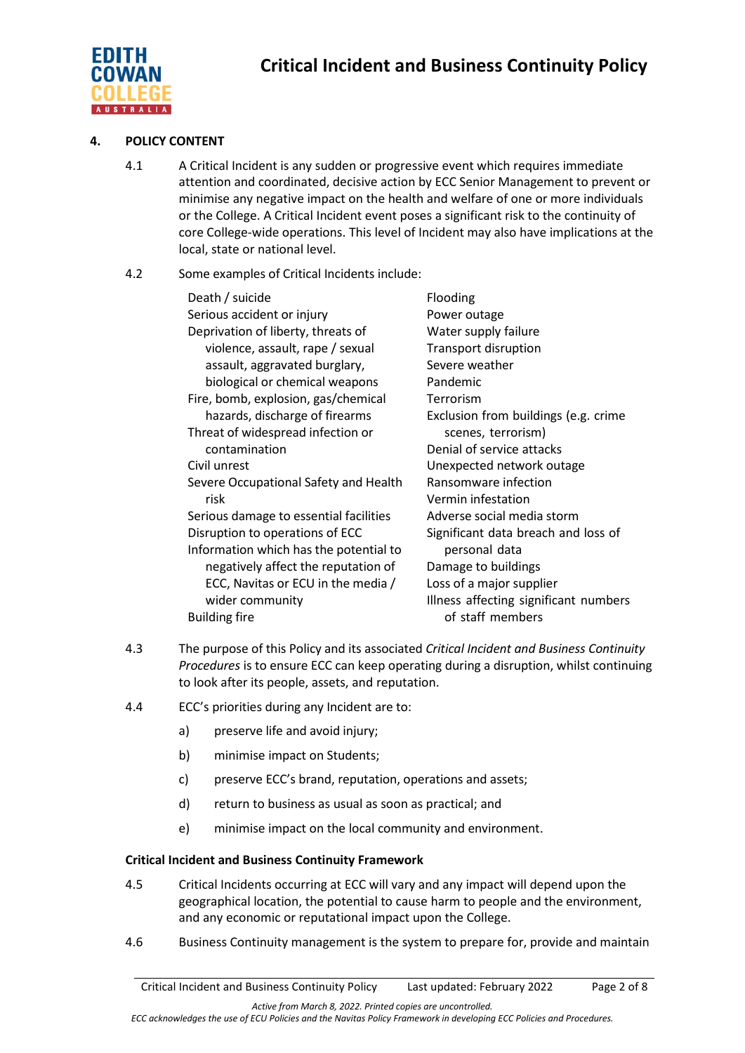## 4. POLICY CONTENT

4.1 A Critical Incident is any sudden or progressive event which requires immediate attention and coordinated, decisive action by ECC Senior Management to prevent or minimise any negative impact on the health and welfare of one or more individuals or the College. A Critical Incident event poses a significant risk to the continuity of core College-wide operations. This level of Incident may also have implications at the local, state or national level.

4.2 Some examples of Critical Incidents include:

- Death / suicide
- Serious accident or injury
- Deprivation of liberty, threats of violence, assault, rape / sexual assault, aggravated burglary, biological or chemical weapons
- Fire, bomb, explosion, gas/chemical hazards, discharge of firearms
- Threat of widespread infection or contamination
- Civil unrest
- Severe Occupational Safety and Health risk
- Serious damage to essential facilities
- Disruption to operations of ECC
- Information which has the potential to negatively affect the reputation of ECC, Navitas or ECU in the media / wider community
- Building fire
- Flooding
- Power outage
- Water supply failure
- Transport disruption
- Severe weather
- Pandemic
- Terrorism
- Exclusion from buildings (e.g. crime scenes, terrorism)
- Denial of service attacks
- Unexpected network outage
- Ransomware infection
- Vermin infestation
- Adverse social media storm
- Significant data breach and loss of personal data
- Damage to buildings
- Loss of a major supplier
- Illness affecting significant numbers of staff members

4.3 The purpose of this Policy and its associated *Critical Incident and Business Continuity Procedures* is to ensure ECC can keep operating during a disruption, whilst continuing to look after its people, assets, and reputation.

4.4 ECC's priorities during any Incident are to:

a) preserve life and avoid injury;

b) minimise impact on Students;

c) preserve ECC's brand, reputation, operations and assets;

d) return to business as usual as soon as practical; and

e) minimise impact on the local community and environment.

### Critical Incident and Business Continuity Framework

4.5 Critical Incidents occurring at ECC will vary and any impact will depend upon the geographical location, the potential to cause harm to people and the environment, and any economic or reputational impact upon the College.

4.6 Business Continuity management is the system to prepare for, provide and maintain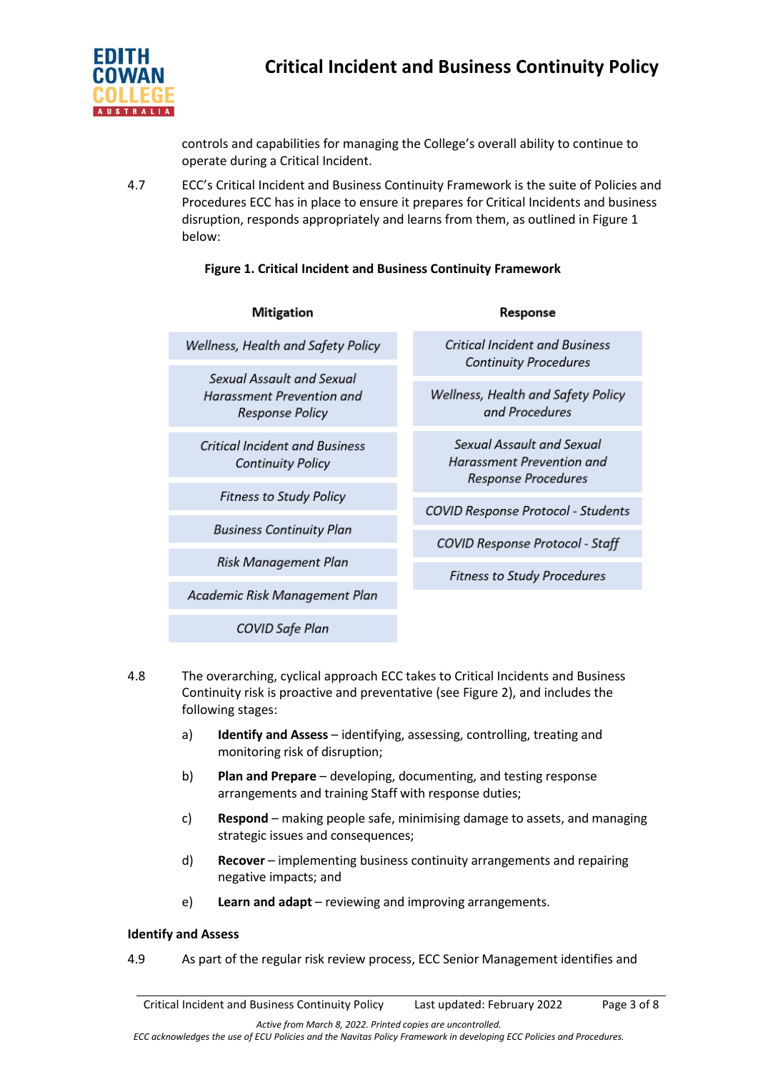controls and capabilities for managing the College's overall ability to continue to operate during a Critical Incident.

4.7 ECC's Critical Incident and Business Continuity Framework is the suite of Policies and Procedures ECC has in place to ensure it prepares for Critical Incidents and business disruption, responds appropriately and learns from them, as outlined in Figure 1 below:

**Figure 1. Critical Incident and Business Continuity Framework**

| Mitigation | Response |
|---|---|
| *Wellness, Health and Safety Policy* | *Critical Incident and Business Continuity Procedures* |
| *Sexual Assault and Sexual Harassment Prevention and Response Policy* | *Wellness, Health and Safety Policy and Procedures* |
| *Critical Incident and Business Continuity Policy* | *Sexual Assault and Sexual Harassment Prevention and Response Procedures* |
| *Fitness to Study Policy* | *COVID Response Protocol - Students* |
| *Business Continuity Plan* | *COVID Response Protocol - Staff* |
| *Risk Management Plan* | *Fitness to Study Procedures* |
| *Academic Risk Management Plan* | |
| *COVID Safe Plan* | |

4.8 The overarching, cyclical approach ECC takes to Critical Incidents and Business Continuity risk is proactive and preventative (see Figure 2), and includes the following stages:

a) **Identify and Assess** – identifying, assessing, controlling, treating and monitoring risk of disruption;

b) **Plan and Prepare** – developing, documenting, and testing response arrangements and training Staff with response duties;

c) **Respond** – making people safe, minimising damage to assets, and managing strategic issues and consequences;

d) **Recover** – implementing business continuity arrangements and repairing negative impacts; and

e) **Learn and adapt** – reviewing and improving arrangements.

**Identify and Assess**

4.9 As part of the regular risk review process, ECC Senior Management identifies and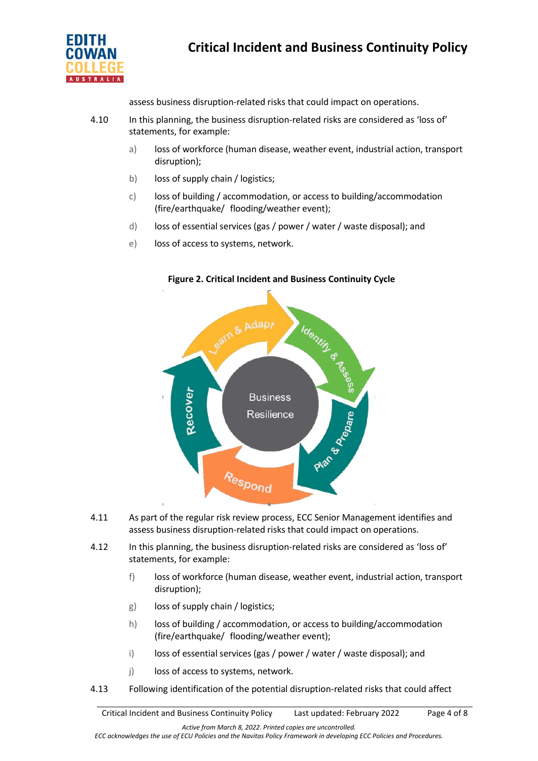assess business disruption-related risks that could impact on operations.

4.10 In this planning, the business disruption-related risks are considered as 'loss of' statements, for example:

a) loss of workforce (human disease, weather event, industrial action, transport disruption);

b) loss of supply chain / logistics;

c) loss of building / accommodation, or access to building/accommodation (fire/earthquake/ flooding/weather event);

d) loss of essential services (gas / power / water / waste disposal); and

e) loss of access to systems, network.

**Figure 2. Critical Incident and Business Continuity Cycle**

4.11 As part of the regular risk review process, ECC Senior Management identifies and assess business disruption-related risks that could impact on operations.

4.12 In this planning, the business disruption-related risks are considered as 'loss of' statements, for example:

f) loss of workforce (human disease, weather event, industrial action, transport disruption);

g) loss of supply chain / logistics;

h) loss of building / accommodation, or access to building/accommodation (fire/earthquake/ flooding/weather event);

i) loss of essential services (gas / power / water / waste disposal); and

j) loss of access to systems, network.

4.13 Following identification of the potential disruption-related risks that could affect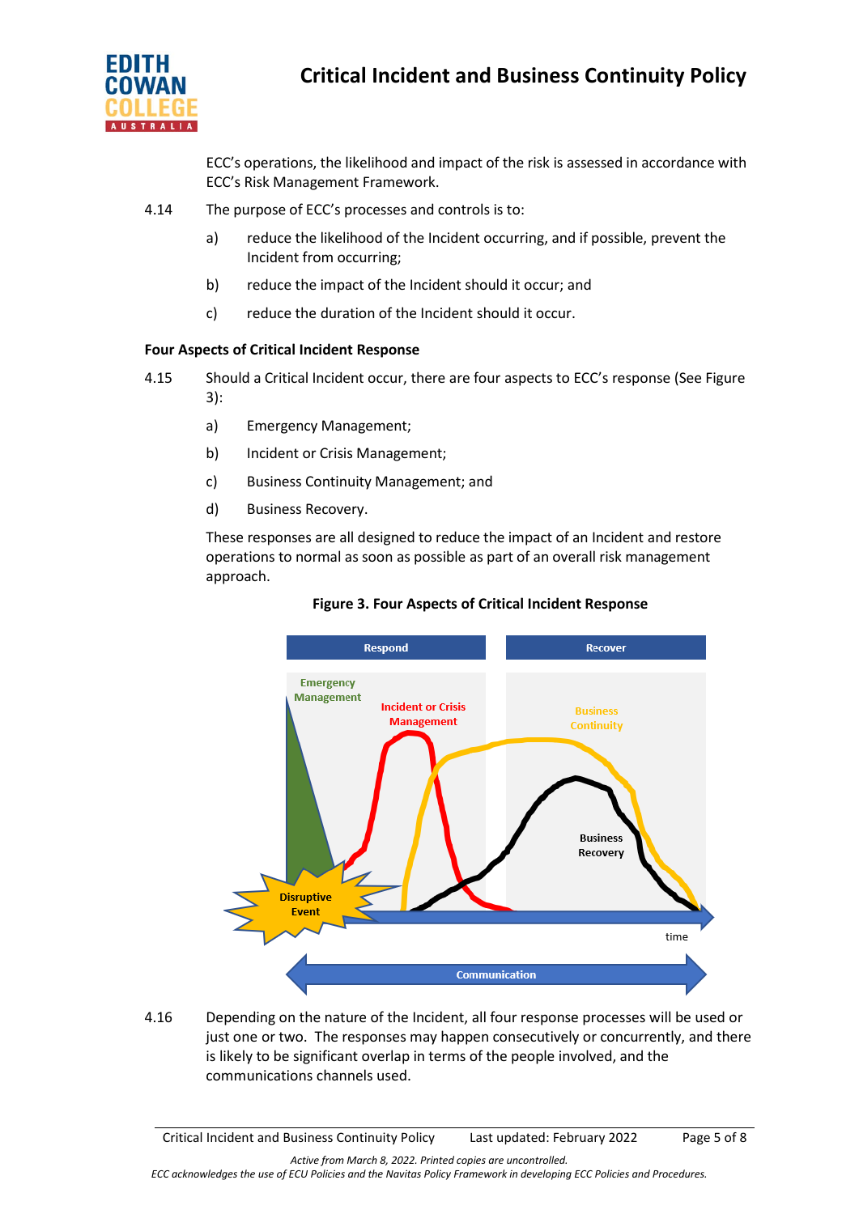ECC's operations, the likelihood and impact of the risk is assessed in accordance with ECC's Risk Management Framework.

4.14 The purpose of ECC's processes and controls is to:

a) reduce the likelihood of the Incident occurring, and if possible, prevent the Incident from occurring;

b) reduce the impact of the Incident should it occur; and

c) reduce the duration of the Incident should it occur.

**Four Aspects of Critical Incident Response**

4.15 Should a Critical Incident occur, there are four aspects to ECC's response (See Figure 3):

a) Emergency Management;

b) Incident or Crisis Management;

c) Business Continuity Management; and

d) Business Recovery.

These responses are all designed to reduce the impact of an Incident and restore operations to normal as soon as possible as part of an overall risk management approach.

**Figure 3. Four Aspects of Critical Incident Response**

4.16 Depending on the nature of the Incident, all four response processes will be used or just one or two. The responses may happen consecutively or concurrently, and there is likely to be significant overlap in terms of the people involved, and the communications channels used.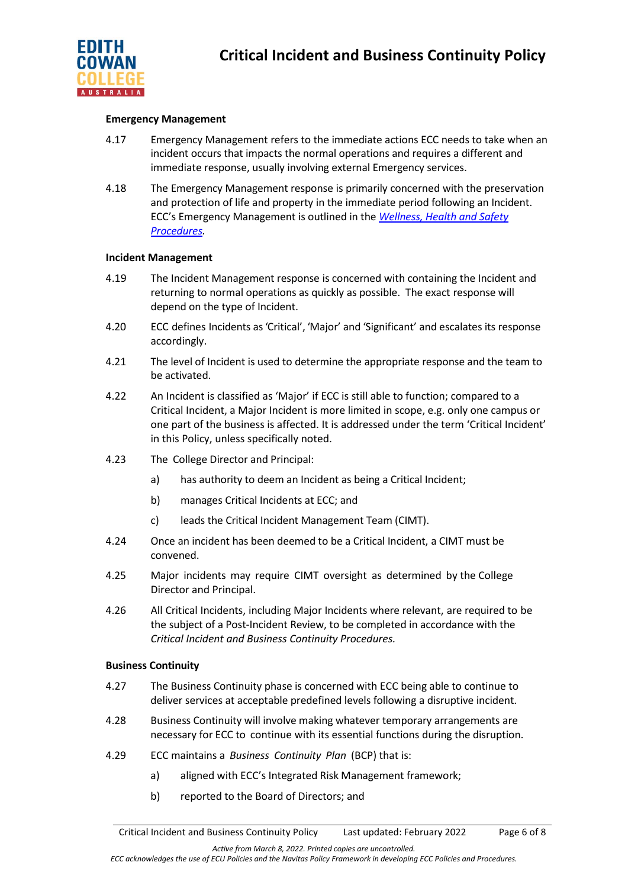### Emergency Management

4.17 Emergency Management refers to the immediate actions ECC needs to take when an incident occurs that impacts the normal operations and requires a different and immediate response, usually involving external Emergency services.

4.18 The Emergency Management response is primarily concerned with the preservation and protection of life and property in the immediate period following an Incident. ECC's Emergency Management is outlined in the [*Wellness, Health and Safety Procedures*](#).

### Incident Management

4.19 The Incident Management response is concerned with containing the Incident and returning to normal operations as quickly as possible. The exact response will depend on the type of Incident.

4.20 ECC defines Incidents as 'Critical', 'Major' and 'Significant' and escalates its response accordingly.

4.21 The level of Incident is used to determine the appropriate response and the team to be activated.

4.22 An Incident is classified as 'Major' if ECC is still able to function; compared to a Critical Incident, a Major Incident is more limited in scope, e.g. only one campus or one part of the business is affected. It is addressed under the term 'Critical Incident' in this Policy, unless specifically noted.

4.23 The College Director and Principal:

- a) has authority to deem an Incident as being a Critical Incident;
- b) manages Critical Incidents at ECC; and
- c) leads the Critical Incident Management Team (CIMT).

4.24 Once an incident has been deemed to be a Critical Incident, a CIMT must be convened.

4.25 Major incidents may require CIMT oversight as determined by the College Director and Principal.

4.26 All Critical Incidents, including Major Incidents where relevant, are required to be the subject of a Post-Incident Review, to be completed in accordance with the *Critical Incident and Business Continuity Procedures.*

### Business Continuity

4.27 The Business Continuity phase is concerned with ECC being able to continue to deliver services at acceptable predefined levels following a disruptive incident.

4.28 Business Continuity will involve making whatever temporary arrangements are necessary for ECC to continue with its essential functions during the disruption.

4.29 ECC maintains a *Business Continuity Plan* (BCP) that is:

- a) aligned with ECC's Integrated Risk Management framework;
- b) reported to the Board of Directors; and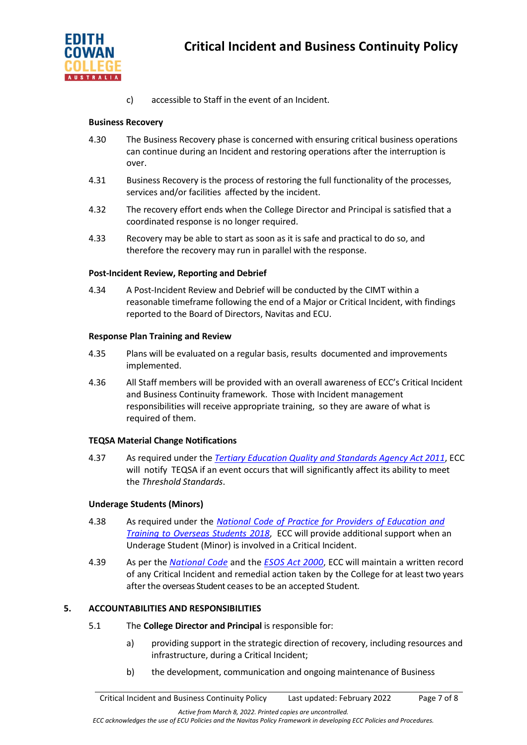c) accessible to Staff in the event of an Incident.

**Business Recovery**

4.30 The Business Recovery phase is concerned with ensuring critical business operations can continue during an Incident and restoring operations after the interruption is over.

4.31 Business Recovery is the process of restoring the full functionality of the processes, services and/or facilities affected by the incident.

4.32 The recovery effort ends when the College Director and Principal is satisfied that a coordinated response is no longer required.

4.33 Recovery may be able to start as soon as it is safe and practical to do so, and therefore the recovery may run in parallel with the response.

**Post-Incident Review, Reporting and Debrief**

4.34 A Post-Incident Review and Debrief will be conducted by the CIMT within a reasonable timeframe following the end of a Major or Critical Incident, with findings reported to the Board of Directors, Navitas and ECU.

**Response Plan Training and Review**

4.35 Plans will be evaluated on a regular basis, results documented and improvements implemented.

4.36 All Staff members will be provided with an overall awareness of ECC's Critical Incident and Business Continuity framework. Those with Incident management responsibilities will receive appropriate training, so they are aware of what is required of them.

**TEQSA Material Change Notifications**

4.37 As required under the *Tertiary Education Quality and Standards Agency Act 2011*, ECC will notify TEQSA if an event occurs that will significantly affect its ability to meet the *Threshold Standards*.

**Underage Students (Minors)**

4.38 As required under the *National Code of Practice for Providers of Education and Training to Overseas Students 2018*, ECC will provide additional support when an Underage Student (Minor) is involved in a Critical Incident.

4.39 As per the *National Code* and the *ESOS Act 2000*, ECC will maintain a written record of any Critical Incident and remedial action taken by the College for at least two years after the overseas Student ceases to be an accepted Student.

## 5. ACCOUNTABILITIES AND RESPONSIBILITIES

5.1 The **College Director and Principal** is responsible for:

a) providing support in the strategic direction of recovery, including resources and infrastructure, during a Critical Incident;

b) the development, communication and ongoing maintenance of Business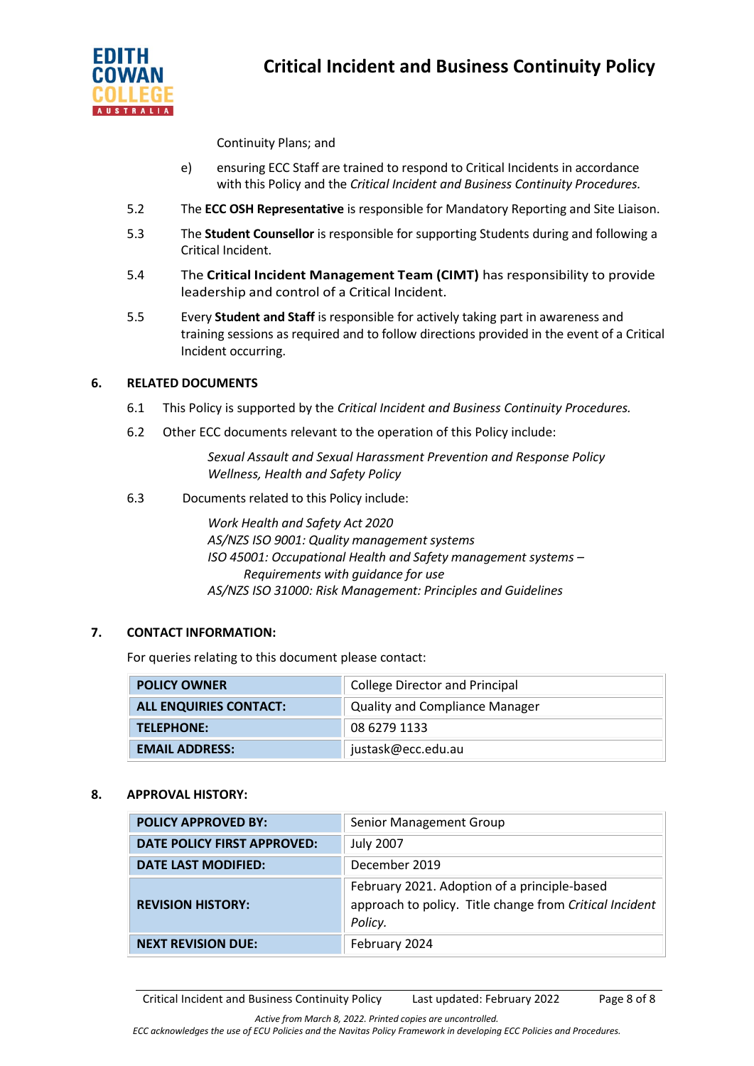Continuity Plans; and

e) ensuring ECC Staff are trained to respond to Critical Incidents in accordance with this Policy and the *Critical Incident and Business Continuity Procedures.*

5.2 The **ECC OSH Representative** is responsible for Mandatory Reporting and Site Liaison.

5.3 The **Student Counsellor** is responsible for supporting Students during and following a Critical Incident.

5.4 The **Critical Incident Management Team (CIMT)** has responsibility to provide leadership and control of a Critical Incident.

5.5 Every **Student and Staff** is responsible for actively taking part in awareness and training sessions as required and to follow directions provided in the event of a Critical Incident occurring.

## 6. RELATED DOCUMENTS

6.1 This Policy is supported by the *Critical Incident and Business Continuity Procedures.*

6.2 Other ECC documents relevant to the operation of this Policy include:

*Sexual Assault and Sexual Harassment Prevention and Response Policy*
*Wellness, Health and Safety Policy*

6.3 Documents related to this Policy include:

*Work Health and Safety Act 2020*
*AS/NZS ISO 9001: Quality management systems*
*ISO 45001: Occupational Health and Safety management systems – Requirements with guidance for use*
*AS/NZS ISO 31000: Risk Management: Principles and Guidelines*

## 7. CONTACT INFORMATION:

For queries relating to this document please contact:

| | |
|---|---|
| **POLICY OWNER** | College Director and Principal |
| **ALL ENQUIRIES CONTACT:** | Quality and Compliance Manager |
| **TELEPHONE:** | 08 6279 1133 |
| **EMAIL ADDRESS:** | justask@ecc.edu.au |

## 8. APPROVAL HISTORY:

| | |
|---|---|
| **POLICY APPROVED BY:** | Senior Management Group |
| **DATE POLICY FIRST APPROVED:** | July 2007 |
| **DATE LAST MODIFIED:** | December 2019 |
| **REVISION HISTORY:** | February 2021. Adoption of a principle-based approach to policy. Title change from *Critical Incident Policy.* |
| **NEXT REVISION DUE:** | February 2024 |